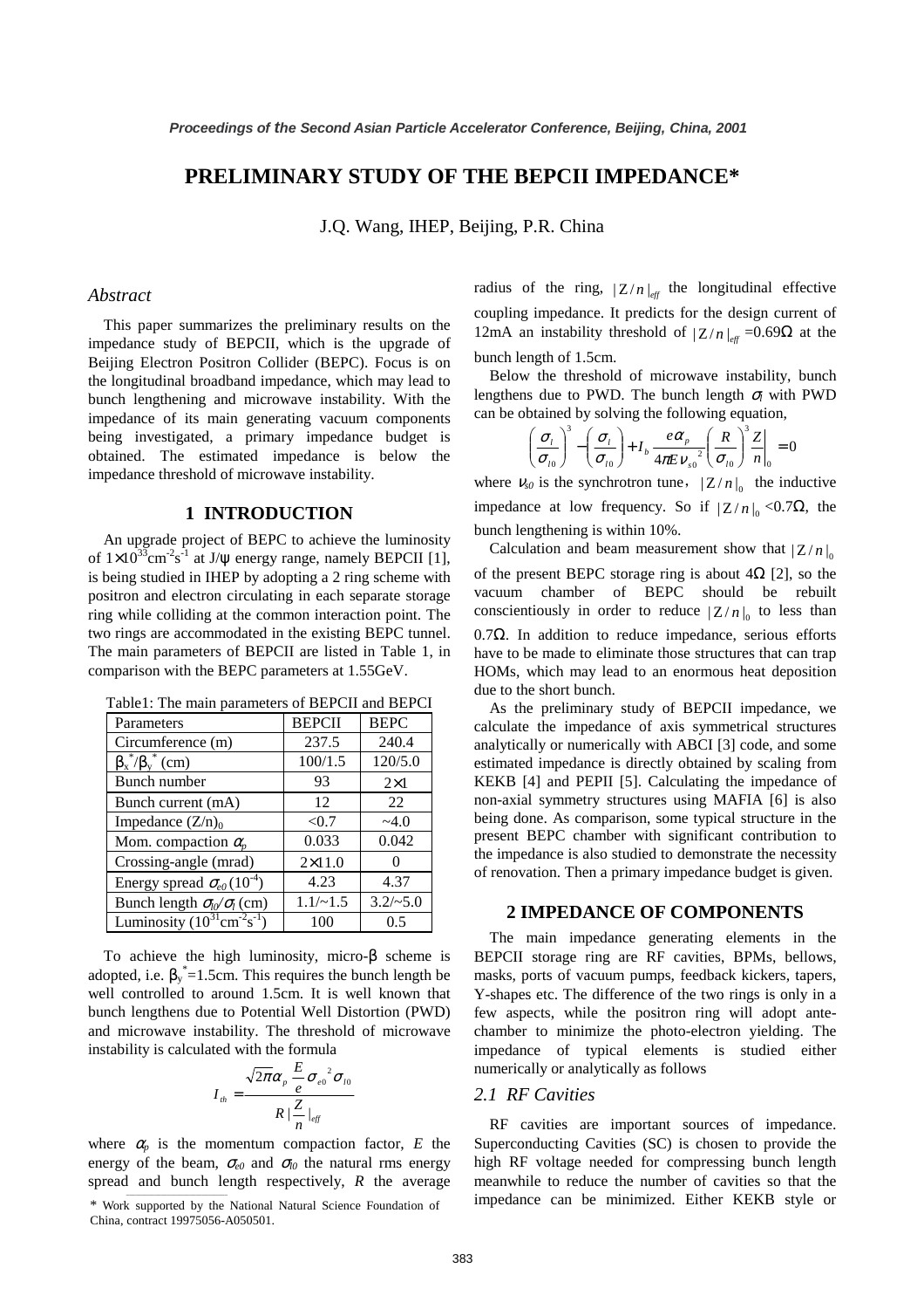# PRELIMINARY STUDY OF THE BEPCII IMPEDANCE*

J.Q. Wang, IHEP, Beijing, P.R. China

## *Abstract*

This paper summarizes the preliminary results on the impedance study of BEPCII, which is the upgrade of Beijing Electron Positron Collider (BEPC). Focus is on the longitudinal broadband impedance, which may lead to bunch lengthening and microwave instability. With the impedance of its main generating vacuum components being investigated, a primary impedance budget is obtained. The estimated impedance is below the impedance threshold of microwave instability.

## 1 INTRODUCTION

An upgrade project of BEPC to achieve the luminosity of $1\times10^{33}$cm$^{-2}$s$^{-1}$ at J/ψ energy range, namely BEPCII [1], is being studied in IHEP by adopting a 2 ring scheme with positron and electron circulating in each separate storage ring while colliding at the common interaction point. The two rings are accommodated in the existing BEPC tunnel. The main parameters of BEPCII are listed in Table 1, in comparison with the BEPC parameters at 1.55GeV.

Table1: The main parameters of BEPCII and BEPCI

| Parameters | BEPCII | BEPC |
|---|---|---|
| Circumference (m) | 237.5 | 240.4 |
| $\beta_x^*/\beta_y^*$ (cm) | 100/1.5 | 120/5.0 |
| Bunch number | 93 | $2\times1$ |
| Bunch current (mA) | 12 | 22 |
| Impedance $(Z/n)_0$ | <0.7 | ~4.0 |
| Mom. compaction $\alpha_p$ | 0.033 | 0.042 |
| Crossing-angle (mrad) | $2\times11.0$ | 0 |
| Energy spread $\sigma_{e0}$ $(10^{-4})$ | 4.23 | 4.37 |
| Bunch length $\sigma_{l0}/\sigma_l$ (cm) | 1.1/~1.5 | 3.2/~5.0 |
| Luminosity $(10^{31}$cm$^{-2}$s$^{-1})$ | 100 | 0.5 |

To achieve the high luminosity, micro-β scheme is adopted, i.e. $\beta_y^*$=1.5cm. This requires the bunch length be well controlled to around 1.5cm. It is well known that bunch lengthens due to Potential Well Distortion (PWD) and microwave instability. The threshold of microwave instability is calculated with the formula

$$I_{th} = \frac{\sqrt{2\pi}\alpha_p \dfrac{E}{e}\sigma_{e0}^{\ 2}\sigma_{l0}}{R\,|\dfrac{Z}{n}|_{eff}}$$

where $\alpha_p$ is the momentum compaction factor, $E$ the energy of the beam, $\sigma_{e0}$ and $\sigma_{l0}$ the natural rms energy spread and bunch length respectively, $R$ the average radius of the ring, $|Z/n|_{eff}$ the longitudinal effective coupling impedance. It predicts for the design current of 12mA an instability threshold of $|Z/n|_{eff}$ =0.69Ω at the bunch length of 1.5cm.

Below the threshold of microwave instability, bunch lengthens due to PWD. The bunch length $\sigma_l$ with PWD can be obtained by solving the following equation,

$$\left(\frac{\sigma_l}{\sigma_{l0}}\right)^3 - \left(\frac{\sigma_l}{\sigma_{l0}}\right) + I_b \frac{e\alpha_p}{4\pi E \nu_{s0}^{\ 2}}\left(\frac{R}{\sigma_{l0}}\right)^3 \frac{Z}{n}\bigg|_0 = 0$$

where $\nu_{s0}$ is the synchrotron tune, $|Z/n|_0$ the inductive impedance at low frequency. So if $|Z/n|_0$ <0.7Ω, the bunch lengthening is within 10%.

Calculation and beam measurement show that $|Z/n|_0$ of the present BEPC storage ring is about 4Ω [2], so the vacuum chamber of BEPC should be rebuilt conscientiously in order to reduce $|Z/n|_0$ to less than 0.7Ω. In addition to reduce impedance, serious efforts have to be made to eliminate those structures that can trap HOMs, which may lead to an enormous heat deposition due to the short bunch.

As the preliminary study of BEPCII impedance, we calculate the impedance of axis symmetrical structures analytically or numerically with ABCI [3] code, and some estimated impedance is directly obtained by scaling from KEKB [4] and PEPII [5]. Calculating the impedance of non-axial symmetry structures using MAFIA [6] is also being done. As comparison, some typical structure in the present BEPC chamber with significant contribution to the impedance is also studied to demonstrate the necessity of renovation. Then a primary impedance budget is given.

## 2 IMPEDANCE OF COMPONENTS

The main impedance generating elements in the BEPCII storage ring are RF cavities, BPMs, bellows, masks, ports of vacuum pumps, feedback kickers, tapers, Y-shapes etc. The difference of the two rings is only in a few aspects, while the positron ring will adopt ante-chamber to minimize the photo-electron yielding. The impedance of typical elements is studied either numerically or analytically as follows

### *2.1 RF Cavities*

RF cavities are important sources of impedance. Superconducting Cavities (SC) is chosen to provide the high RF voltage needed for compressing bunch length meanwhile to reduce the number of cavities so that the impedance can be minimized. Either KEKB style or

\* Work supported by the National Natural Science Foundation of China, contract 19975056-A050501.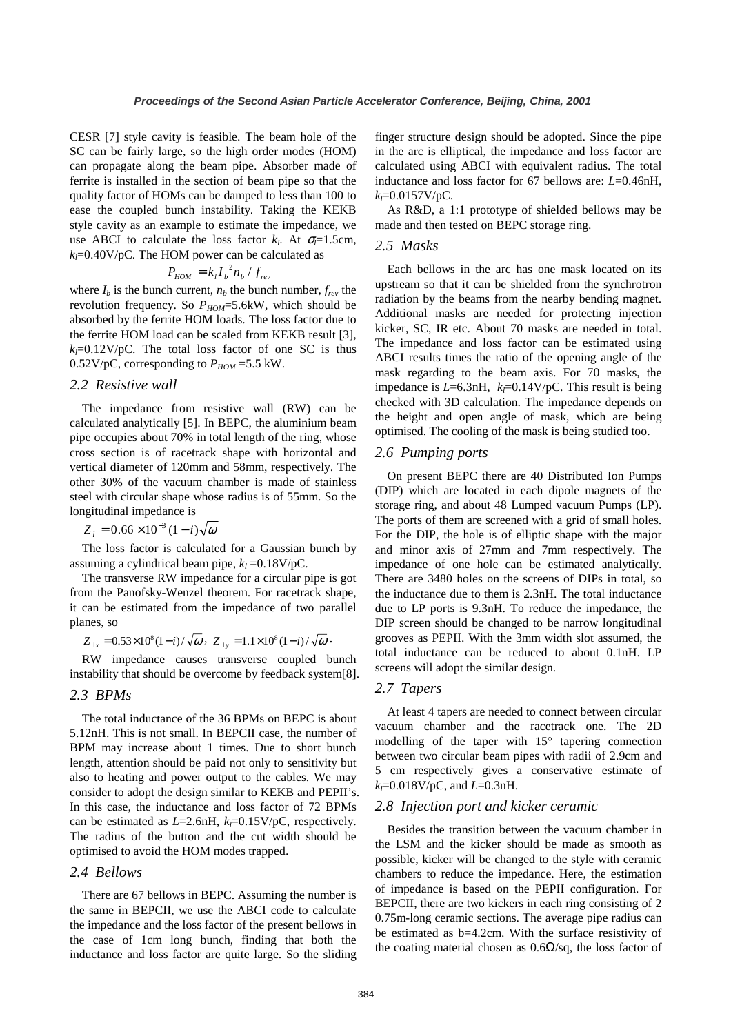CESR [7] style cavity is feasible. The beam hole of the SC can be fairly large, so the high order modes (HOM) can propagate along the beam pipe. Absorber made of ferrite is installed in the section of beam pipe so that the quality factor of HOMs can be damped to less than 100 to ease the coupled bunch instability. Taking the KEKB style cavity as an example to estimate the impedance, we use ABCI to calculate the loss factor $k_l$. At $\sigma_l$=1.5cm, $k_l$=0.40V/pC. The HOM power can be calculated as

$$P_{HOM} = k_l I_b^{\ 2} n_b / f_{rev}$$

where $I_b$ is the bunch current, $n_b$ the bunch number, $f_{rev}$ the revolution frequency. So $P_{HOM}$=5.6kW, which should be absorbed by the ferrite HOM loads. The loss factor due to the ferrite HOM load can be scaled from KEKB result [3], $k_l$=0.12V/pC. The total loss factor of one SC is thus 0.52V/pC, corresponding to $P_{HOM}$ =5.5 kW.

## *2.2 Resistive wall*

The impedance from resistive wall (RW) can be calculated analytically [5]. In BEPC, the aluminium beam pipe occupies about 70% in total length of the ring, whose cross section is of racetrack shape with horizontal and vertical diameter of 120mm and 58mm, respectively. The other 30% of the vacuum chamber is made of stainless steel with circular shape whose radius is of 55mm. So the longitudinal impedance is

$$Z_l = 0.66 \times 10^{-3} (1 - i)\sqrt{\omega}$$

The loss factor is calculated for a Gaussian bunch by assuming a cylindrical beam pipe, $k_l$ =0.18V/pC.

The transverse RW impedance for a circular pipe is got from the Panofsky-Wenzel theorem. For racetrack shape, it can be estimated from the impedance of two parallel planes, so

$$Z_{\perp x} = 0.53 \times 10^8 (1-i)/\sqrt{\omega}, \; Z_{\perp y} = 1.1 \times 10^8 (1-i)/\sqrt{\omega}.$$

RW impedance causes transverse coupled bunch instability that should be overcome by feedback system[8].

## *2.3 BPMs*

The total inductance of the 36 BPMs on BEPC is about 5.12nH. This is not small. In BEPCII case, the number of BPM may increase about 1 times. Due to short bunch length, attention should be paid not only to sensitivity but also to heating and power output to the cables. We may consider to adopt the design similar to KEKB and PEPII's. In this case, the inductance and loss factor of 72 BPMs can be estimated as $L$=2.6nH, $k_l$=0.15V/pC, respectively. The radius of the button and the cut width should be optimised to avoid the HOM modes trapped.

## *2.4 Bellows*

There are 67 bellows in BEPC. Assuming the number is the same in BEPCII, we use the ABCI code to calculate the impedance and the loss factor of the present bellows in the case of 1cm long bunch, finding that both the inductance and loss factor are quite large. So the sliding finger structure design should be adopted. Since the pipe in the arc is elliptical, the impedance and loss factor are calculated using ABCI with equivalent radius. The total inductance and loss factor for 67 bellows are: $L$=0.46nH, $k_l$=0.0157V/pC.

As R&D, a 1:1 prototype of shielded bellows may be made and then tested on BEPC storage ring.

## *2.5 Masks*

Each bellows in the arc has one mask located on its upstream so that it can be shielded from the synchrotron radiation by the beams from the nearby bending magnet. Additional masks are needed for protecting injection kicker, SC, IR etc. About 70 masks are needed in total. The impedance and loss factor can be estimated using ABCI results times the ratio of the opening angle of the mask regarding to the beam axis. For 70 masks, the impedance is $L$=6.3nH, $k_l$=0.14V/pC. This result is being checked with 3D calculation. The impedance depends on the height and open angle of mask, which are being optimised. The cooling of the mask is being studied too.

## *2.6 Pumping ports*

On present BEPC there are 40 Distributed Ion Pumps (DIP) which are located in each dipole magnets of the storage ring, and about 48 Lumped vacuum Pumps (LP). The ports of them are screened with a grid of small holes. For the DIP, the hole is of elliptic shape with the major and minor axis of 27mm and 7mm respectively. The impedance of one hole can be estimated analytically. There are 3480 holes on the screens of DIPs in total, so the inductance due to them is 2.3nH. The total inductance due to LP ports is 9.3nH. To reduce the impedance, the DIP screen should be changed to be narrow longitudinal grooves as PEPII. With the 3mm width slot assumed, the total inductance can be reduced to about 0.1nH. LP screens will adopt the similar design.

## *2.7 Tapers*

At least 4 tapers are needed to connect between circular vacuum chamber and the racetrack one. The 2D modelling of the taper with 15° tapering connection between two circular beam pipes with radii of 2.9cm and 5 cm respectively gives a conservative estimate of $k_l$=0.018V/pC, and $L$=0.3nH.

## *2.8 Injection port and kicker ceramic*

Besides the transition between the vacuum chamber in the LSM and the kicker should be made as smooth as possible, kicker will be changed to the style with ceramic chambers to reduce the impedance. Here, the estimation of impedance is based on the PEPII configuration. For BEPCII, there are two kickers in each ring consisting of 2 0.75m-long ceramic sections. The average pipe radius can be estimated as b=4.2cm. With the surface resistivity of the coating material chosen as 0.6Ω/sq, the loss factor of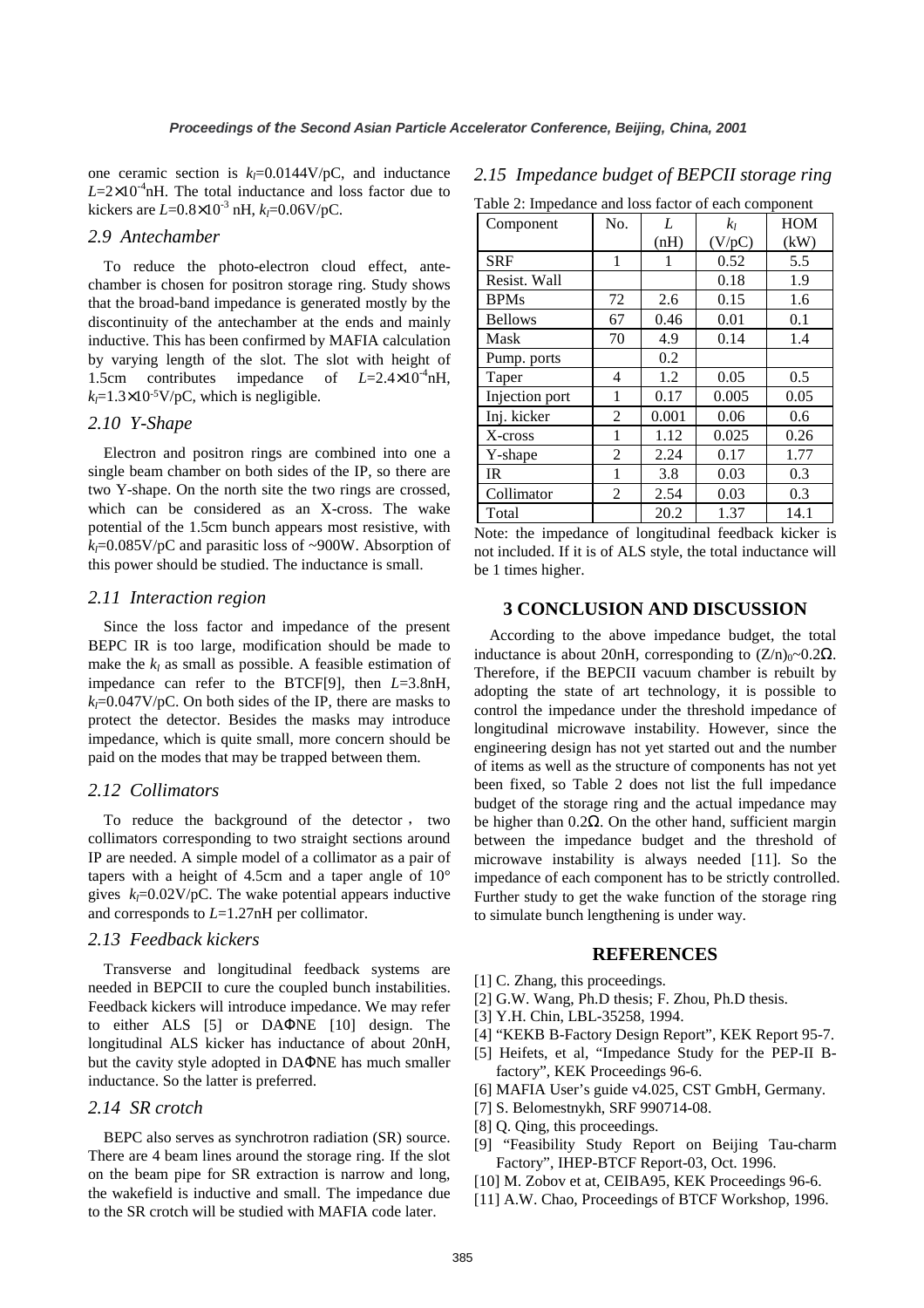one ceramic section is $k_l$=0.0144V/pC, and inductance $L$=2×10$^{-4}$nH. The total inductance and loss factor due to kickers are $L$=0.8×10$^{-3}$ nH, $k_l$=0.06V/pC.

### 2.9 Antechamber

To reduce the photo-electron cloud effect, antechamber is chosen for positron storage ring. Study shows that the broad-band impedance is generated mostly by the discontinuity of the antechamber at the ends and mainly inductive. This has been confirmed by MAFIA calculation by varying length of the slot. The slot with height of 1.5cm contributes impedance of $L$=2.4×10$^{-4}$nH, $k_l$=1.3×10$^{-5}$V/pC, which is negligible.

### 2.10 Y-Shape

Electron and positron rings are combined into one a single beam chamber on both sides of the IP, so there are two Y-shape. On the north site the two rings are crossed, which can be considered as an X-cross. The wake potential of the 1.5cm bunch appears most resistive, with $k_l$=0.085V/pC and parasitic loss of ~900W. Absorption of this power should be studied. The inductance is small.

### 2.11 Interaction region

Since the loss factor and impedance of the present BEPC IR is too large, modification should be made to make the $k_l$ as small as possible. A feasible estimation of impedance can refer to the BTCF[9], then $L$=3.8nH, $k_l$=0.047V/pC. On both sides of the IP, there are masks to protect the detector. Besides the masks may introduce impedance, which is quite small, more concern should be paid on the modes that may be trapped between them.

### 2.12 Collimators

To reduce the background of the detector, two collimators corresponding to two straight sections around IP are needed. A simple model of a collimator as a pair of tapers with a height of 4.5cm and a taper angle of 10° gives $k_l$=0.02V/pC. The wake potential appears inductive and corresponds to $L$=1.27nH per collimator.

### 2.13 Feedback kickers

Transverse and longitudinal feedback systems are needed in BEPCII to cure the coupled bunch instabilities. Feedback kickers will introduce impedance. We may refer to either ALS [5] or DAΦNE [10] design. The longitudinal ALS kicker has inductance of about 20nH, but the cavity style adopted in DAΦNE has much smaller inductance. So the latter is preferred.

### 2.14 SR crotch

BEPC also serves as synchrotron radiation (SR) source. There are 4 beam lines around the storage ring. If the slot on the beam pipe for SR extraction is narrow and long, the wakefield is inductive and small. The impedance due to the SR crotch will be studied with MAFIA code later.

### 2.15 Impedance budget of BEPCII storage ring

Table 2: Impedance and loss factor of each component

| Component | No. | $L$ (nH) | $k_l$ (V/pC) | HOM (kW) |
|---|---|---|---|---|
| SRF | 1 | 1 | 0.52 | 5.5 |
| Resist. Wall | | | 0.18 | 1.9 |
| BPMs | 72 | 2.6 | 0.15 | 1.6 |
| Bellows | 67 | 0.46 | 0.01 | 0.1 |
| Mask | 70 | 4.9 | 0.14 | 1.4 |
| Pump. ports | | 0.2 | | |
| Taper | 4 | 1.2 | 0.05 | 0.5 |
| Injection port | 1 | 0.17 | 0.005 | 0.05 |
| Inj. kicker | 2 | 0.001 | 0.06 | 0.6 |
| X-cross | 1 | 1.12 | 0.025 | 0.26 |
| Y-shape | 2 | 2.24 | 0.17 | 1.77 |
| IR | 1 | 3.8 | 0.03 | 0.3 |
| Collimator | 2 | 2.54 | 0.03 | 0.3 |
| Total | | 20.2 | 1.37 | 14.1 |

Note: the impedance of longitudinal feedback kicker is not included. If it is of ALS style, the total inductance will be 1 times higher.

## 3 CONCLUSION AND DISCUSSION

According to the above impedance budget, the total inductance is about 20nH, corresponding to $(Z/n)_0$~0.2Ω. Therefore, if the BEPCII vacuum chamber is rebuilt by adopting the state of art technology, it is possible to control the impedance under the threshold impedance of longitudinal microwave instability. However, since the engineering design has not yet started out and the number of items as well as the structure of components has not yet been fixed, so Table 2 does not list the full impedance budget of the storage ring and the actual impedance may be higher than 0.2Ω. On the other hand, sufficient margin between the impedance budget and the threshold of microwave instability is always needed [11]. So the impedance of each component has to be strictly controlled. Further study to get the wake function of the storage ring to simulate bunch lengthening is under way.

## REFERENCES

[1] C. Zhang, this proceedings.

[2] G.W. Wang, Ph.D thesis; F. Zhou, Ph.D thesis.

[3] Y.H. Chin, LBL-35258, 1994.

[4] "KEKB B-Factory Design Report", KEK Report 95-7.

[5] Heifets, et al, "Impedance Study for the PEP-II B-factory", KEK Proceedings 96-6.

[6] MAFIA User's guide v4.025, CST GmbH, Germany.

[7] S. Belomestnykh, SRF 990714-08.

[8] Q. Qing, this proceedings.

[9] "Feasibility Study Report on Beijing Tau-charm Factory", IHEP-BTCF Report-03, Oct. 1996.

[10] M. Zobov et at, CEIBA95, KEK Proceedings 96-6.

[11] A.W. Chao, Proceedings of BTCF Workshop, 1996.